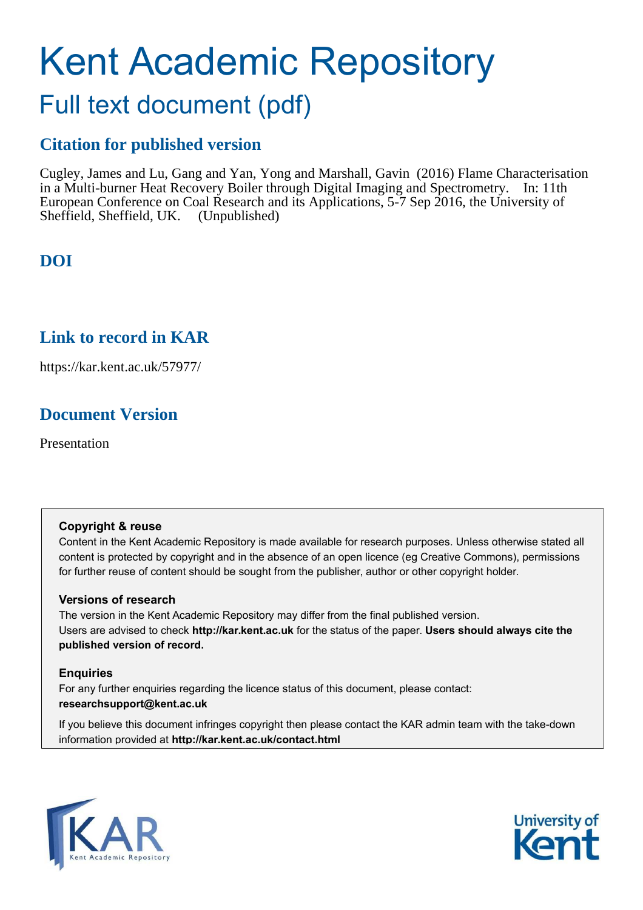# Kent Academic Repository

## Full text document (pdf)

### Citation for published version

Cugley, James and Lu, Gang and Yan, Yong and Marshall, Gavin (2016) Flame Characterisation in a Multi-burner Heat Recovery Boiler through Digital Imaging and Spectrometry. In: 11th European Conference on Coal Research and its Applications, 5-7 Sep 2016, the University of Sheffield, Sheffield, UK. (Unpublished)

### DOI

### Link to record in KAR

https://kar.kent.ac.uk/57977/

### Document Version

Presentation

**Copyright & reuse**

Content in the Kent Academic Repository is made available for research purposes. Unless otherwise stated all content is protected by copyright and in the absence of an open licence (eg Creative Commons), permissions for further reuse of content should be sought from the publisher, author or other copyright holder.

**Versions of research**

The version in the Kent Academic Repository may differ from the final published version. Users are advised to check **http://kar.kent.ac.uk** for the status of the paper. **Users should always cite the published version of record.**

**Enquiries**

For any further enquiries regarding the licence status of this document, please contact: **researchsupport@kent.ac.uk**

If you believe this document infringes copyright then please contact the KAR admin team with the take-down information provided at **http://kar.kent.ac.uk/contact.html**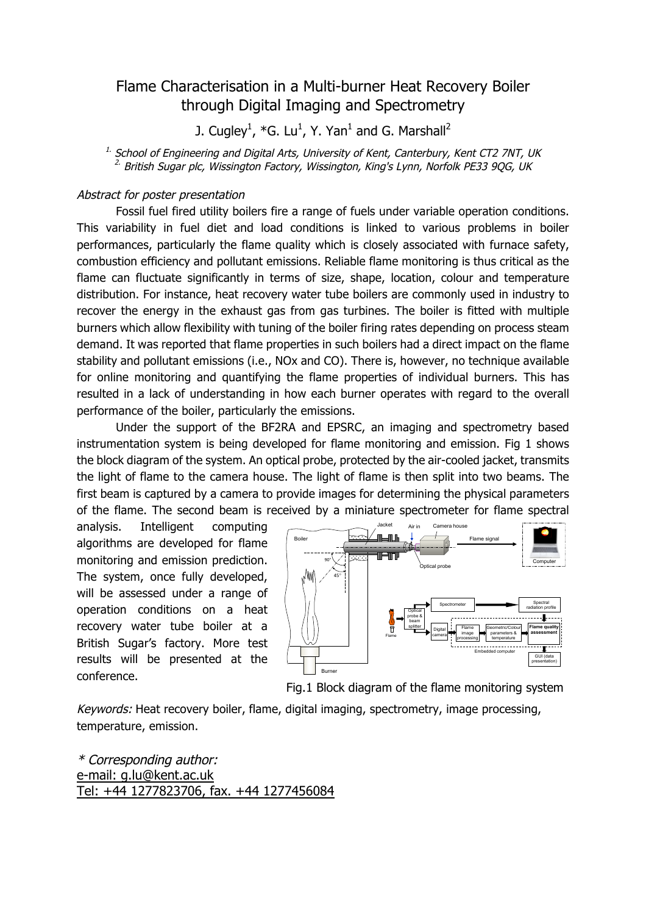# Flame Characterisation in a Multi-burner Heat Recovery Boiler through Digital Imaging and Spectrometry

J. Cugley[1], *G. Lu[1], Y. Yan[1] and G. Marshall[2]

*[1.] School of Engineering and Digital Arts, University of Kent, Canterbury, Kent CT2 7NT, UK*
*[2.] British Sugar plc, Wissington Factory, Wissington, King's Lynn, Norfolk PE33 9QG, UK*

*Abstract for poster presentation*

Fossil fuel fired utility boilers fire a range of fuels under variable operation conditions. This variability in fuel diet and load conditions is linked to various problems in boiler performances, particularly the flame quality which is closely associated with furnace safety, combustion efficiency and pollutant emissions. Reliable flame monitoring is thus critical as the flame can fluctuate significantly in terms of size, shape, location, colour and temperature distribution. For instance, heat recovery water tube boilers are commonly used in industry to recover the energy in the exhaust gas from gas turbines. The boiler is fitted with multiple burners which allow flexibility with tuning of the boiler firing rates depending on process steam demand. It was reported that flame properties in such boilers had a direct impact on the flame stability and pollutant emissions (i.e., NOx and CO). There is, however, no technique available for online monitoring and quantifying the flame properties of individual burners. This has resulted in a lack of understanding in how each burner operates with regard to the overall performance of the boiler, particularly the emissions.

Under the support of the BF2RA and EPSRC, an imaging and spectrometry based instrumentation system is being developed for flame monitoring and emission. Fig 1 shows the block diagram of the system. An optical probe, protected by the air-cooled jacket, transmits the light of flame to the camera house. The light of flame is then split into two beams. The first beam is captured by a camera to provide images for determining the physical parameters of the flame. The second beam is received by a miniature spectrometer for flame spectral analysis. Intelligent computing algorithms are developed for flame monitoring and emission prediction. The system, once fully developed, will be assessed under a range of operation conditions on a heat recovery water tube boiler at a British Sugar's factory. More test results will be presented at the conference.

Jacket
Air in
Camera house
Boiler
Flame signal
Computer
90°
45°
Optical probe
Spectrometer
Spectral radiation profile
Optical probe & beam splitter
Flame
Digital camera
Flame image processing
Geometric/Colour parameters & temperature
Flame quality assessment
Embedded computer
GUI (data presentation)
Burner

Fig.1 Block diagram of the flame monitoring system

*Keywords:* Heat recovery boiler, flame, digital imaging, spectrometry, image processing, temperature, emission.

*\* Corresponding author:*
e-mail: g.lu@kent.ac.uk
Tel: +44 1277823706, fax. +44 1277456084